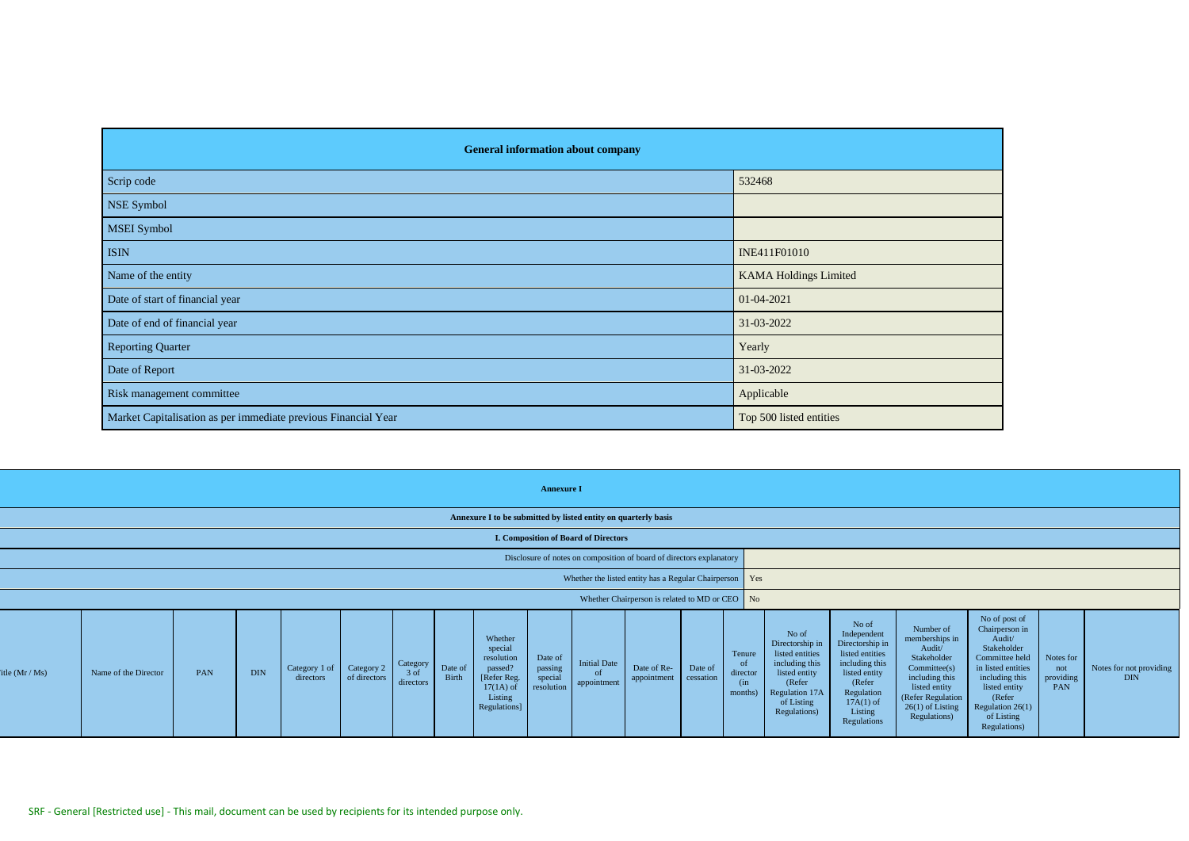| General information about company | |
|---|---|
| Scrip code | 532468 |
| NSE Symbol | |
| MSEI Symbol | |
| ISIN | INE411F01010 |
| Name of the entity | KAMA Holdings Limited |
| Date of start of financial year | 01-04-2021 |
| Date of end of financial year | 31-03-2022 |
| Reporting Quarter | Yearly |
| Date of Report | 31-03-2022 |
| Risk management committee | Applicable |
| Market Capitalisation as per immediate previous Financial Year | Top 500 listed entities |

**Annexure I**

**Annexure I to be submitted by listed entity on quarterly basis**

**I. Composition of Board of Directors**

| | |
|---|---|
| Disclosure of notes on composition of board of directors explanatory | |
| Whether the listed entity has a Regular Chairperson | Yes |
| Whether Chairperson is related to MD or CEO | No |

| Title (Mr / Ms) | Name of the Director | PAN | DIN | Category 1 of directors | Category 2 of directors | Category 3 of directors | Date of Birth | Whether special resolution passed? [Refer Reg. 17(1A) of Listing Regulations] | Date of passing special resolution | Initial Date of appointment | Date of Re-appointment | Date of cessation | Tenure of director (in months) | No of Directorship in listed entities including this listed entity (Refer Regulation 17A of Listing Regulations) | No of Independent Directorship in listed entities including this listed entity (Refer Regulation 17A(1) of Listing Regulations | Number of memberships in Audit/ Stakeholder Committee(s) including this listed entity (Refer Regulation 26(1) of Listing Regulations) | No of post of Chairperson in Audit/ Stakeholder Committee held in listed entities including this listed entity (Refer Regulation 26(1) of Listing Regulations) | Notes for not providing PAN | Notes for not providing DIN |
|---|---|---|---|---|---|---|---|---|---|---|---|---|---|---|---|---|---|---|---|

SRF - General [Restricted use] - This mail, document can be used by recipients for its intended purpose only.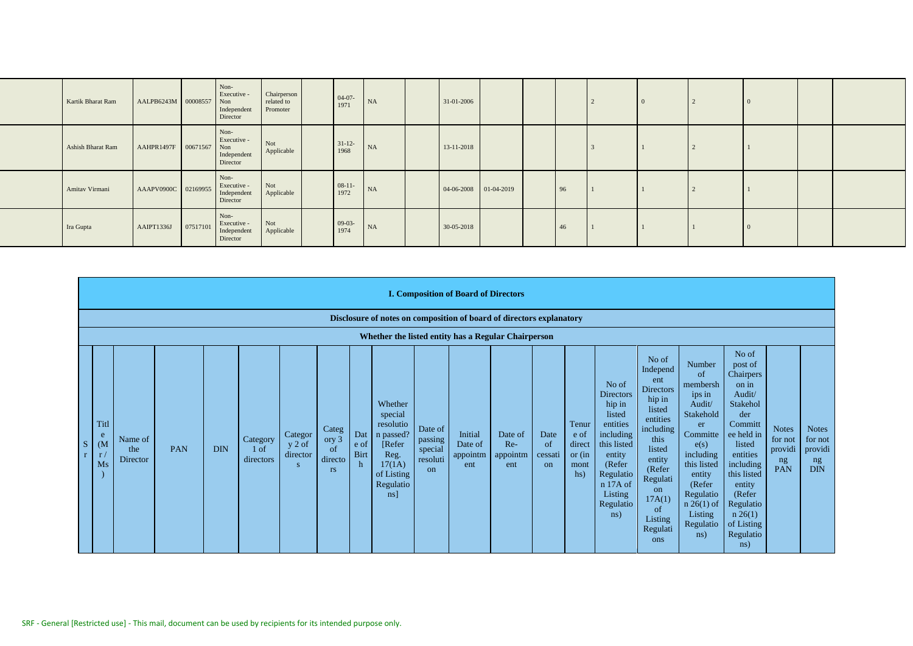| | Kartik Bharat Ram | AALPB6243M | 00008557 | Non-Executive - Non Independent Director | Chairperson related to Promoter | | 04-07-1971 | NA | | 31-01-2006 | | | | 2 | 0 | 2 | 0 | | |
|---|---|---|---|---|---|---|---|---|---|---|---|---|---|---|---|---|---|---|---|
| | Ashish Bharat Ram | AAHPR1497F | 00671567 | Non-Executive - Non Independent Director | Not Applicable | | 31-12-1968 | NA | | 13-11-2018 | | | | 3 | 1 | 2 | 1 | | |
| | Amitav Virmani | AAAPV0900C | 02169955 | Non-Executive - Independent Director | Not Applicable | | 08-11-1972 | NA | | 04-06-2008 | 01-04-2019 | | 96 | 1 | 1 | 2 | 1 | | |
| | Ira Gupta | AAIPT1336J | 07517101 | Non-Executive - Independent Director | Not Applicable | | 09-03-1974 | NA | | 30-05-2018 | | | 46 | 1 | 1 | 1 | 0 | | |

## I. Composition of Board of Directors

**Disclosure of notes on composition of board of directors explanatory**

**Whether the listed entity has a Regular Chairperson**

| Sr | Title (Mr / Ms) | Name of the Director | PAN | DIN | Category 1 of directors | Category 2 of directors | Category 3 of directors | Date of Birth | Whether special resolution passed? [Refer Reg. 17(1A) of Listing Regulations] | Date of passing special resolution | Initial Date of appointment | Date of Re-appointment | Date of cessation | Tenure of director (in months) | No of Directorship in listed entities including this listed entity (Refer Regulation 17A of Listing Regulations) | No of Independent Directorship in listed entities including this listed entity (Refer Regulation 17A(1) of Listing Regulations | Number of memberships in Audit/ Stakeholder Committee(s) including this listed entity (Refer Regulation 26(1) of Listing Regulations) | No of post of Chairperson in Audit/ Stakeholder Committee held in listed entities including this listed entity (Refer Regulation 26(1) of Listing Regulations) | Notes for not providing PAN | Notes for not providing DIN |
|---|---|---|---|---|---|---|---|---|---|---|---|---|---|---|---|---|---|---|---|---|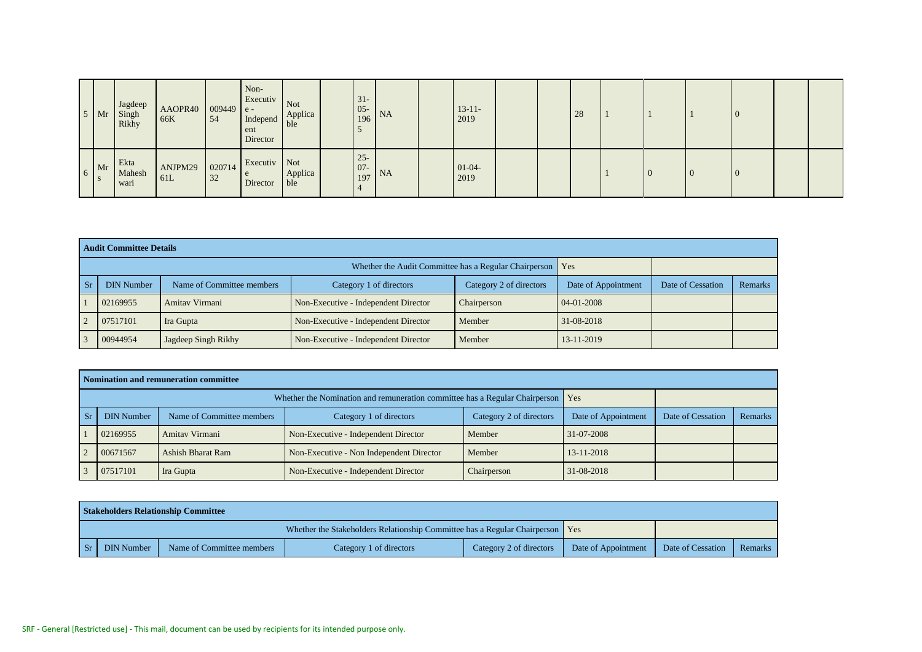| 5 | Mr | Jagdeep Singh Rikhy | AAOPR4066K | 00944954 | Non-Executive - Independent Director | Not Applicable | | 31-05-1965 | NA | | 13-11-2019 | | | 28 | 1 | 1 | 1 | 0 | | |
|---|---|---|---|---|---|---|---|---|---|---|---|---|---|---|---|---|---|---|---|---|
| 6 | Mrs | Ekta Mahesh wari | ANJPM2961L | 02071432 | Executive Director | Not Applicable | | 25-07-1974 | NA | | 01-04-2019 | | | | 1 | 0 | 0 | 0 | | |

| Audit Committee Details | | | | | | | |
|---|---|---|---|---|---|---|---|
| Whether the Audit Committee has a Regular Chairperson | | | | | Yes | | |
| Sr | DIN Number | Name of Committee members | Category 1 of directors | Category 2 of directors | Date of Appointment | Date of Cessation | Remarks |
| 1 | 02169955 | Amitav Virmani | Non-Executive - Independent Director | Chairperson | 04-01-2008 | | |
| 2 | 07517101 | Ira Gupta | Non-Executive - Independent Director | Member | 31-08-2018 | | |
| 3 | 00944954 | Jagdeep Singh Rikhy | Non-Executive - Independent Director | Member | 13-11-2019 | | |

| Nomination and remuneration committee | | | | | | | |
|---|---|---|---|---|---|---|---|
| Whether the Nomination and remuneration committee has a Regular Chairperson | | | | | Yes | | |
| Sr | DIN Number | Name of Committee members | Category 1 of directors | Category 2 of directors | Date of Appointment | Date of Cessation | Remarks |
| 1 | 02169955 | Amitav Virmani | Non-Executive - Independent Director | Member | 31-07-2008 | | |
| 2 | 00671567 | Ashish Bharat Ram | Non-Executive - Non Independent Director | Member | 13-11-2018 | | |
| 3 | 07517101 | Ira Gupta | Non-Executive - Independent Director | Chairperson | 31-08-2018 | | |

| Stakeholders Relationship Committee | | | | | | | |
|---|---|---|---|---|---|---|---|
| Whether the Stakeholders Relationship Committee has a Regular Chairperson | | | | | Yes | | |
| Sr | DIN Number | Name of Committee members | Category 1 of directors | Category 2 of directors | Date of Appointment | Date of Cessation | Remarks |

SRF - General [Restricted use] - This mail, document can be used by recipients for its intended purpose only.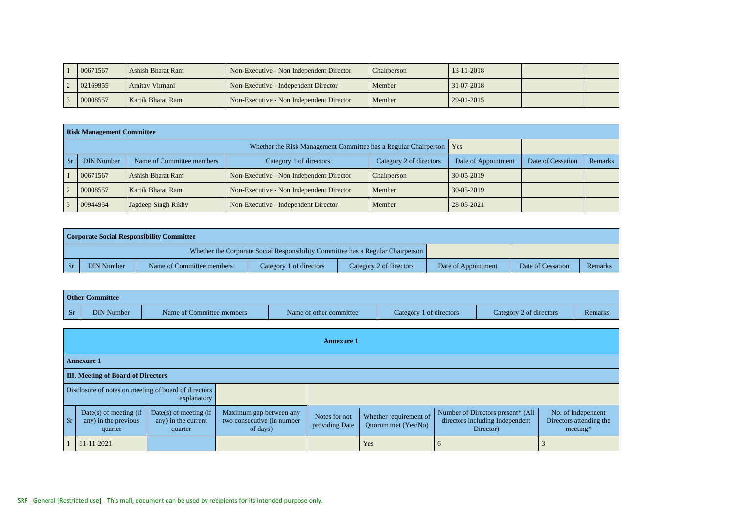| Sr | DIN Number | Name of Committee members | Category 1 of directors | Category 2 of directors | Date of Appointment | Date of Cessation | Remarks |
|---|---|---|---|---|---|---|---|
| 1 | 00671567 | Ashish Bharat Ram | Non-Executive - Non Independent Director | Chairperson | 13-11-2018 | | |
| 2 | 02169955 | Amitav Virmani | Non-Executive - Independent Director | Member | 31-07-2018 | | |
| 3 | 00008557 | Kartik Bharat Ram | Non-Executive - Non Independent Director | Member | 29-01-2015 | | |

| **Risk Management Committee** | | | | | | | |
|---|---|---|---|---|---|---|---|
| Whether the Risk Management Committee has a Regular Chairperson | | | | | Yes | | |
| Sr | DIN Number | Name of Committee members | Category 1 of directors | Category 2 of directors | Date of Appointment | Date of Cessation | Remarks |
| 1 | 00671567 | Ashish Bharat Ram | Non-Executive - Non Independent Director | Chairperson | 30-05-2019 | | |
| 2 | 00008557 | Kartik Bharat Ram | Non-Executive - Non Independent Director | Member | 30-05-2019 | | |
| 3 | 00944954 | Jagdeep Singh Rikhy | Non-Executive - Independent Director | Member | 28-05-2021 | | |

| **Corporate Social Responsibility Committee** | | | | | | | |
|---|---|---|---|---|---|---|---|
| Whether the Corporate Social Responsibility Committee has a Regular Chairperson | | | | | | | |
| Sr | DIN Number | Name of Committee members | Category 1 of directors | Category 2 of directors | Date of Appointment | Date of Cessation | Remarks |

| **Other Committee** | | | | | | |
|---|---|---|---|---|---|---|
| Sr | DIN Number | Name of Committee members | Name of other committee | Category 1 of directors | Category 2 of directors | Remarks |

## Annexure 1

**Annexure 1**

**III. Meeting of Board of Directors**

| Disclosure of notes on meeting of board of directors explanatory | | | | | | | |
|---|---|---|---|---|---|---|---|
| Sr | Date(s) of meeting (if any) in the previous quarter | Date(s) of meeting (if any) in the current quarter | Maximum gap between any two consecutive (in number of days) | Notes for not providing Date | Whether requirement of Quorum met (Yes/No) | Number of Directors present* (All directors including Independent Director) | No. of Independent Directors attending the meeting* |
| 1 | 11-11-2021 | | | | Yes | 6 | 3 |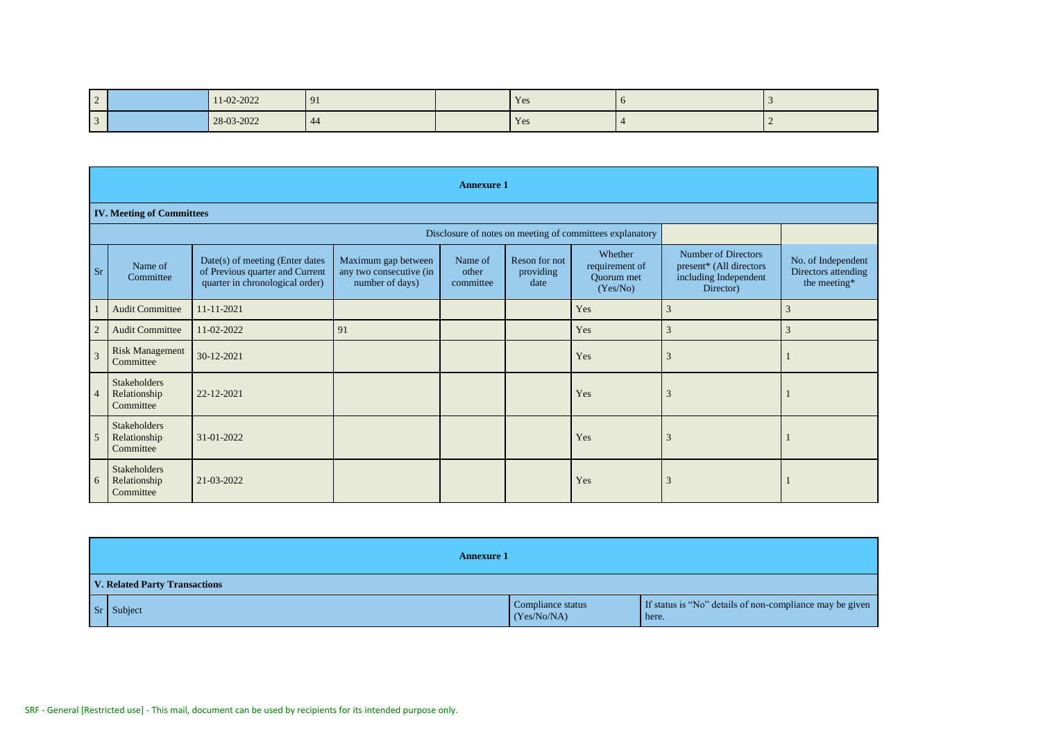| 2 | | 11-02-2022 | 91 | | Yes | 6 | 3 |
|---|---|---|---|---|---|---|---|
| 3 | | 28-03-2022 | 44 | | Yes | 4 | 2 |

| **Annexure 1** | | | | | | | | |
|---|---|---|---|---|---|---|---|---|
| **IV. Meeting of Committees** | | | | | | | | |
| Disclosure of notes on meeting of committees explanatory | | | | | | | | |
| Sr | Name of Committee | Date(s) of meeting (Enter dates of Previous quarter and Current quarter in chronological order) | Maximum gap between any two consecutive (in number of days) | Name of other committee | Reson for not providing date | Whether requirement of Quorum met (Yes/No) | Number of Directors present* (All directors including Independent Director) | No. of Independent Directors attending the meeting* |
| 1 | Audit Committee | 11-11-2021 | | | | Yes | 3 | 3 |
| 2 | Audit Committee | 11-02-2022 | 91 | | | Yes | 3 | 3 |
| 3 | Risk Management Committee | 30-12-2021 | | | | Yes | 3 | 1 |
| 4 | Stakeholders Relationship Committee | 22-12-2021 | | | | Yes | 3 | 1 |
| 5 | Stakeholders Relationship Committee | 31-01-2022 | | | | Yes | 3 | 1 |
| 6 | Stakeholders Relationship Committee | 21-03-2022 | | | | Yes | 3 | 1 |

| **Annexure 1** | | | |
|---|---|---|---|
| **V. Related Party Transactions** | | | |
| Sr | Subject | Compliance status (Yes/No/NA) | If status is "No" details of non-compliance may be given here. |

SRF - General [Restricted use] - This mail, document can be used by recipients for its intended purpose only.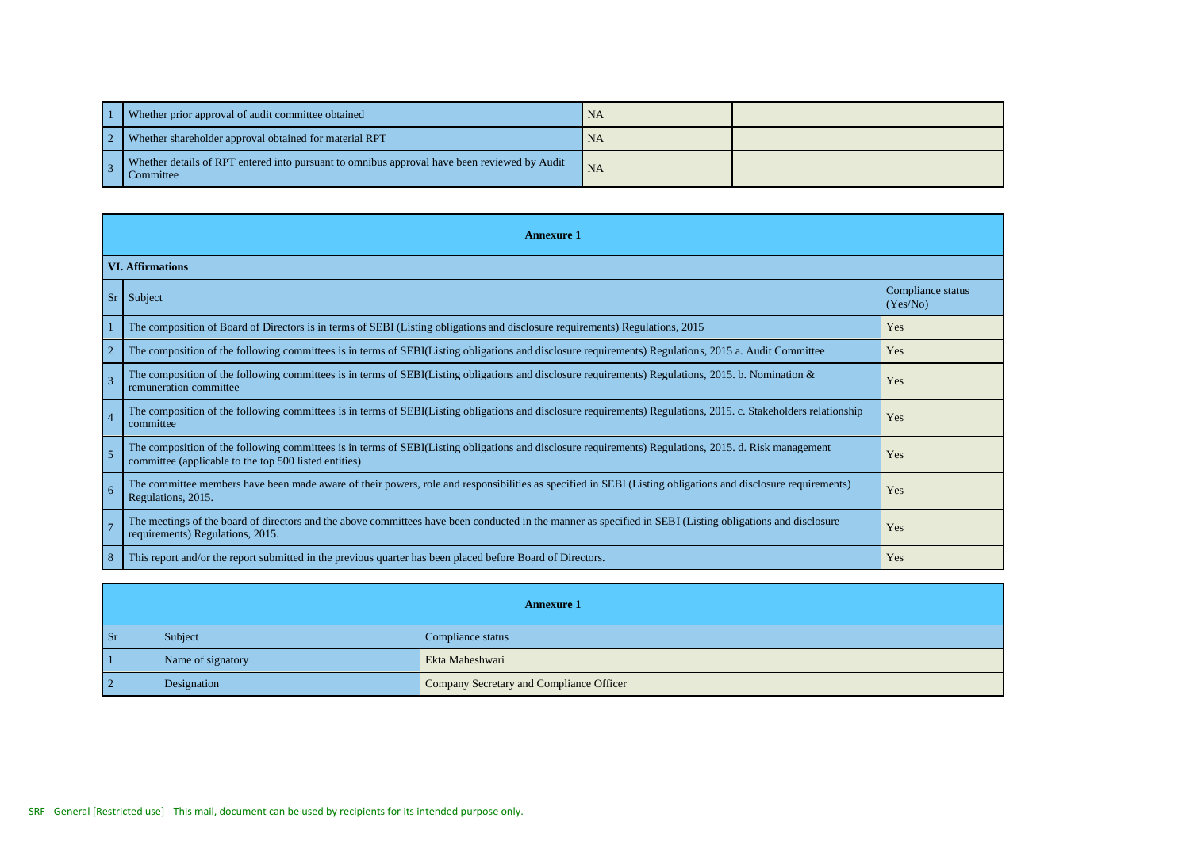| | | | |
|---|---|---|---|
| 1 | Whether prior approval of audit committee obtained | NA | |
| 2 | Whether shareholder approval obtained for material RPT | NA | |
| 3 | Whether details of RPT entered into pursuant to omnibus approval have been reviewed by Audit Committee | NA | |

**Annexure 1**

**VI. Affirmations**

| Sr | Subject | Compliance status (Yes/No) |
|---|---|---|
| 1 | The composition of Board of Directors is in terms of SEBI (Listing obligations and disclosure requirements) Regulations, 2015 | Yes |
| 2 | The composition of the following committees is in terms of SEBI(Listing obligations and disclosure requirements) Regulations, 2015 a. Audit Committee | Yes |
| 3 | The composition of the following committees is in terms of SEBI(Listing obligations and disclosure requirements) Regulations, 2015. b. Nomination & remuneration committee | Yes |
| 4 | The composition of the following committees is in terms of SEBI(Listing obligations and disclosure requirements) Regulations, 2015. c. Stakeholders relationship committee | Yes |
| 5 | The composition of the following committees is in terms of SEBI(Listing obligations and disclosure requirements) Regulations, 2015. d. Risk management committee (applicable to the top 500 listed entities) | Yes |
| 6 | The committee members have been made aware of their powers, role and responsibilities as specified in SEBI (Listing obligations and disclosure requirements) Regulations, 2015. | Yes |
| 7 | The meetings of the board of directors and the above committees have been conducted in the manner as specified in SEBI (Listing obligations and disclosure requirements) Regulations, 2015. | Yes |
| 8 | This report and/or the report submitted in the previous quarter has been placed before Board of Directors. | Yes |

**Annexure 1**

| Sr | Subject | Compliance status |
|---|---|---|
| 1 | Name of signatory | Ekta Maheshwari |
| 2 | Designation | Company Secretary and Compliance Officer |

SRF - General [Restricted use] - This mail, document can be used by recipients for its intended purpose only.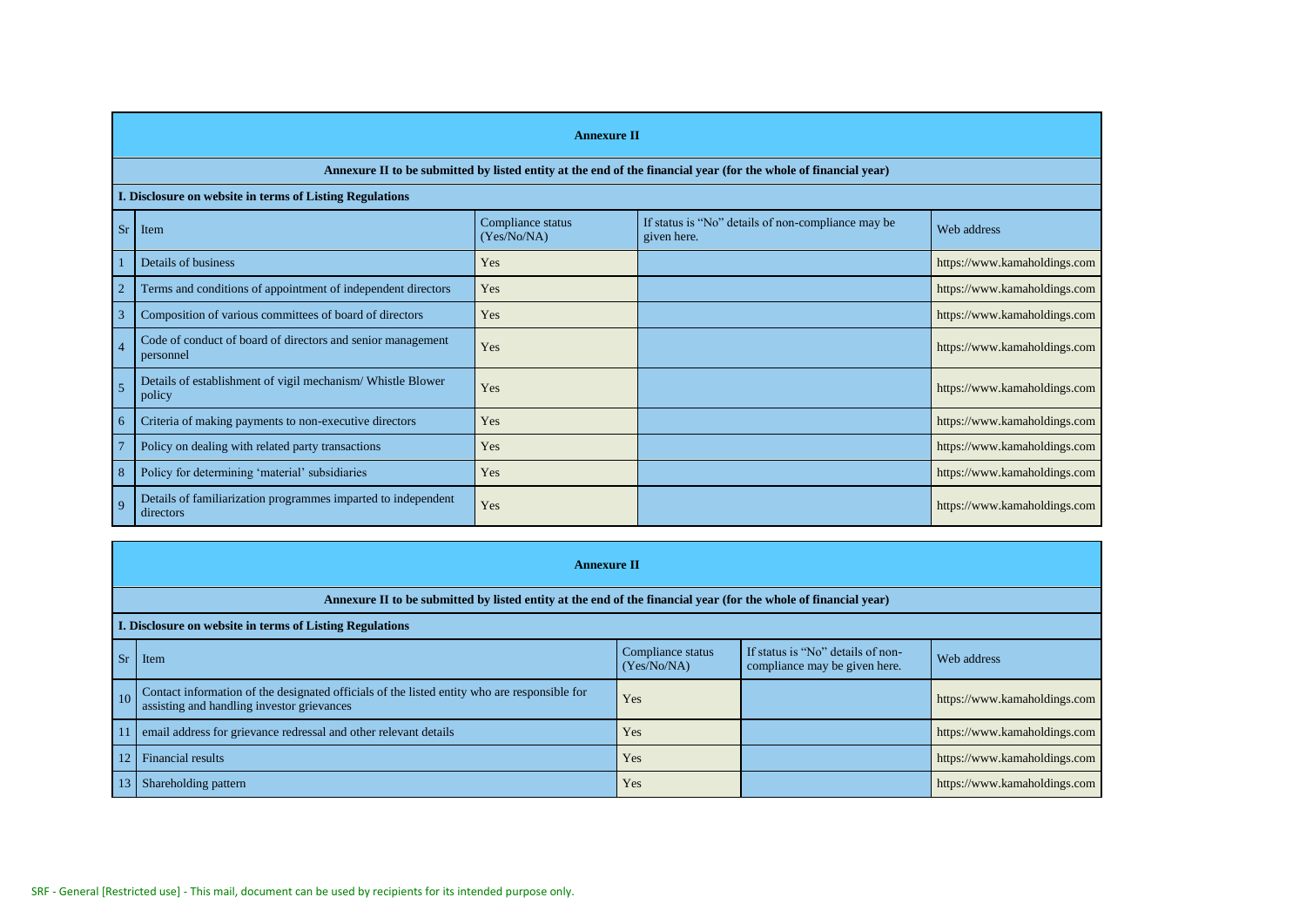## Annexure II

**Annexure II to be submitted by listed entity at the end of the financial year (for the whole of financial year)**

**I. Disclosure on website in terms of Listing Regulations**

| Sr | Item | Compliance status (Yes/No/NA) | If status is "No" details of non-compliance may be given here. | Web address |
|---|---|---|---|---|
| 1 | Details of business | Yes | | https://www.kamaholdings.com |
| 2 | Terms and conditions of appointment of independent directors | Yes | | https://www.kamaholdings.com |
| 3 | Composition of various committees of board of directors | Yes | | https://www.kamaholdings.com |
| 4 | Code of conduct of board of directors and senior management personnel | Yes | | https://www.kamaholdings.com |
| 5 | Details of establishment of vigil mechanism/ Whistle Blower policy | Yes | | https://www.kamaholdings.com |
| 6 | Criteria of making payments to non-executive directors | Yes | | https://www.kamaholdings.com |
| 7 | Policy on dealing with related party transactions | Yes | | https://www.kamaholdings.com |
| 8 | Policy for determining 'material' subsidiaries | Yes | | https://www.kamaholdings.com |
| 9 | Details of familiarization programmes imparted to independent directors | Yes | | https://www.kamaholdings.com |

## Annexure II

**Annexure II to be submitted by listed entity at the end of the financial year (for the whole of financial year)**

**I. Disclosure on website in terms of Listing Regulations**

| Sr | Item | Compliance status (Yes/No/NA) | If status is "No" details of non-compliance may be given here. | Web address |
|---|---|---|---|---|
| 10 | Contact information of the designated officials of the listed entity who are responsible for assisting and handling investor grievances | Yes | | https://www.kamaholdings.com |
| 11 | email address for grievance redressal and other relevant details | Yes | | https://www.kamaholdings.com |
| 12 | Financial results | Yes | | https://www.kamaholdings.com |
| 13 | Shareholding pattern | Yes | | https://www.kamaholdings.com |

SRF - General [Restricted use] - This mail, document can be used by recipients for its intended purpose only.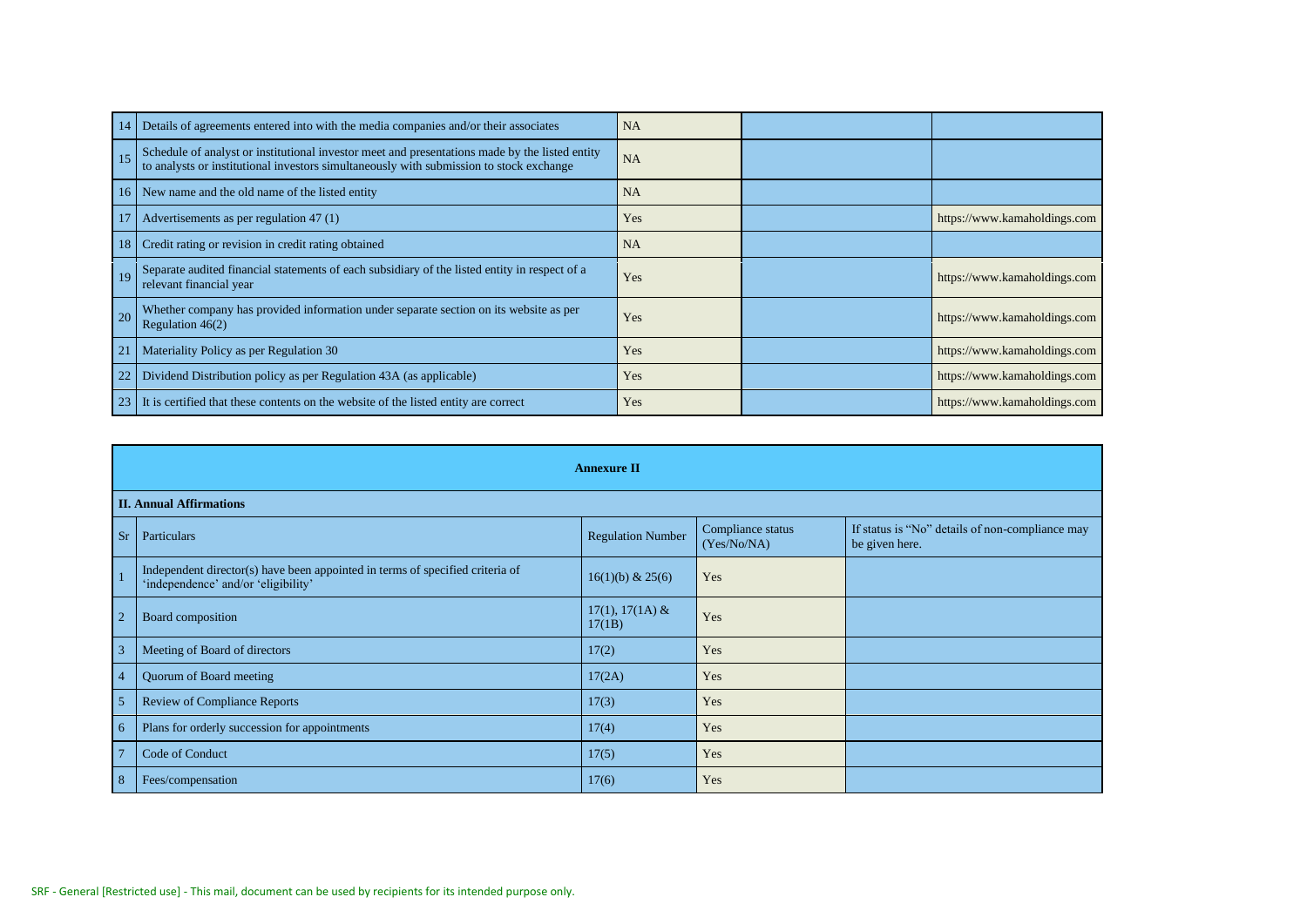| 14 | Details of agreements entered into with the media companies and/or their associates | NA | | |
|---|---|---|---|---|
| 15 | Schedule of analyst or institutional investor meet and presentations made by the listed entity to analysts or institutional investors simultaneously with submission to stock exchange | NA | | |
| 16 | New name and the old name of the listed entity | NA | | |
| 17 | Advertisements as per regulation 47 (1) | Yes | | https://www.kamaholdings.com |
| 18 | Credit rating or revision in credit rating obtained | NA | | |
| 19 | Separate audited financial statements of each subsidiary of the listed entity in respect of a relevant financial year | Yes | | https://www.kamaholdings.com |
| 20 | Whether company has provided information under separate section on its website as per Regulation 46(2) | Yes | | https://www.kamaholdings.com |
| 21 | Materiality Policy as per Regulation 30 | Yes | | https://www.kamaholdings.com |
| 22 | Dividend Distribution policy as per Regulation 43A (as applicable) | Yes | | https://www.kamaholdings.com |
| 23 | It is certified that these contents on the website of the listed entity are correct | Yes | | https://www.kamaholdings.com |

**Annexure II**

**II. Annual Affirmations**

| Sr | Particulars | Regulation Number | Compliance status (Yes/No/NA) | If status is "No" details of non-compliance may be given here. |
|---|---|---|---|---|
| 1 | Independent director(s) have been appointed in terms of specified criteria of 'independence' and/or 'eligibility' | 16(1)(b) & 25(6) | Yes | |
| 2 | Board composition | 17(1), 17(1A) & 17(1B) | Yes | |
| 3 | Meeting of Board of directors | 17(2) | Yes | |
| 4 | Quorum of Board meeting | 17(2A) | Yes | |
| 5 | Review of Compliance Reports | 17(3) | Yes | |
| 6 | Plans for orderly succession for appointments | 17(4) | Yes | |
| 7 | Code of Conduct | 17(5) | Yes | |
| 8 | Fees/compensation | 17(6) | Yes | |

SRF - General [Restricted use] - This mail, document can be used by recipients for its intended purpose only.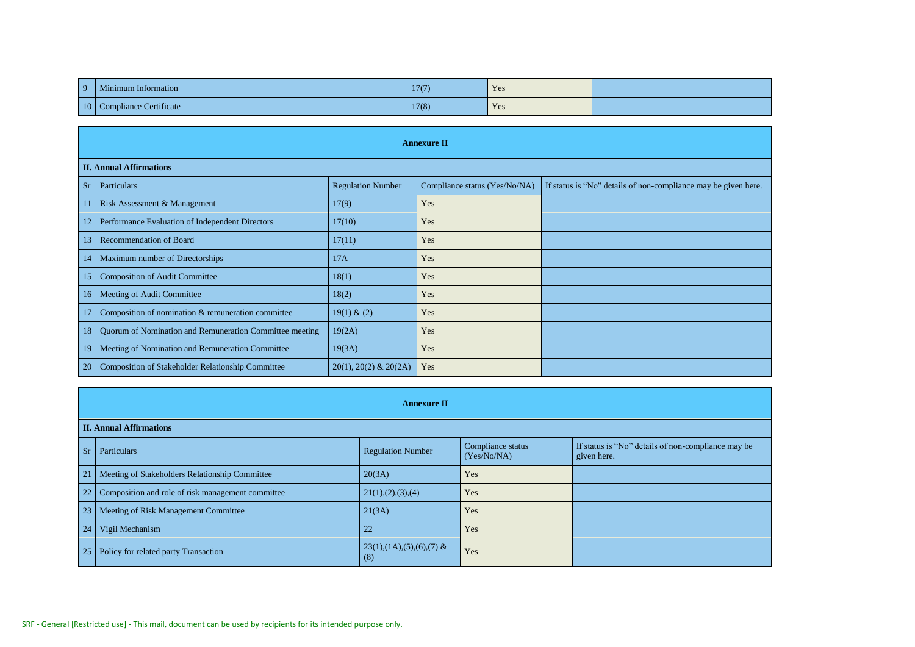| 9 | Minimum Information | 17(7) | Yes | |
|---|---|---|---|---|
| 10 | Compliance Certificate | 17(8) | Yes | |

**Annexure II**

**II. Annual Affirmations**

| Sr | Particulars | Regulation Number | Compliance status (Yes/No/NA) | If status is "No" details of non-compliance may be given here. |
|---|---|---|---|---|
| 11 | Risk Assessment & Management | 17(9) | Yes | |
| 12 | Performance Evaluation of Independent Directors | 17(10) | Yes | |
| 13 | Recommendation of Board | 17(11) | Yes | |
| 14 | Maximum number of Directorships | 17A | Yes | |
| 15 | Composition of Audit Committee | 18(1) | Yes | |
| 16 | Meeting of Audit Committee | 18(2) | Yes | |
| 17 | Composition of nomination & remuneration committee | 19(1) & (2) | Yes | |
| 18 | Quorum of Nomination and Remuneration Committee meeting | 19(2A) | Yes | |
| 19 | Meeting of Nomination and Remuneration Committee | 19(3A) | Yes | |
| 20 | Composition of Stakeholder Relationship Committee | 20(1), 20(2) & 20(2A) | Yes | |

**Annexure II**

**II. Annual Affirmations**

| Sr | Particulars | Regulation Number | Compliance status (Yes/No/NA) | If status is "No" details of non-compliance may be given here. |
|---|---|---|---|---|
| 21 | Meeting of Stakeholders Relationship Committee | 20(3A) | Yes | |
| 22 | Composition and role of risk management committee | 21(1),(2),(3),(4) | Yes | |
| 23 | Meeting of Risk Management Committee | 21(3A) | Yes | |
| 24 | Vigil Mechanism | 22 | Yes | |
| 25 | Policy for related party Transaction | 23(1),(1A),(5),(6),(7) & (8) | Yes | |

SRF - General [Restricted use] - This mail, document can be used by recipients for its intended purpose only.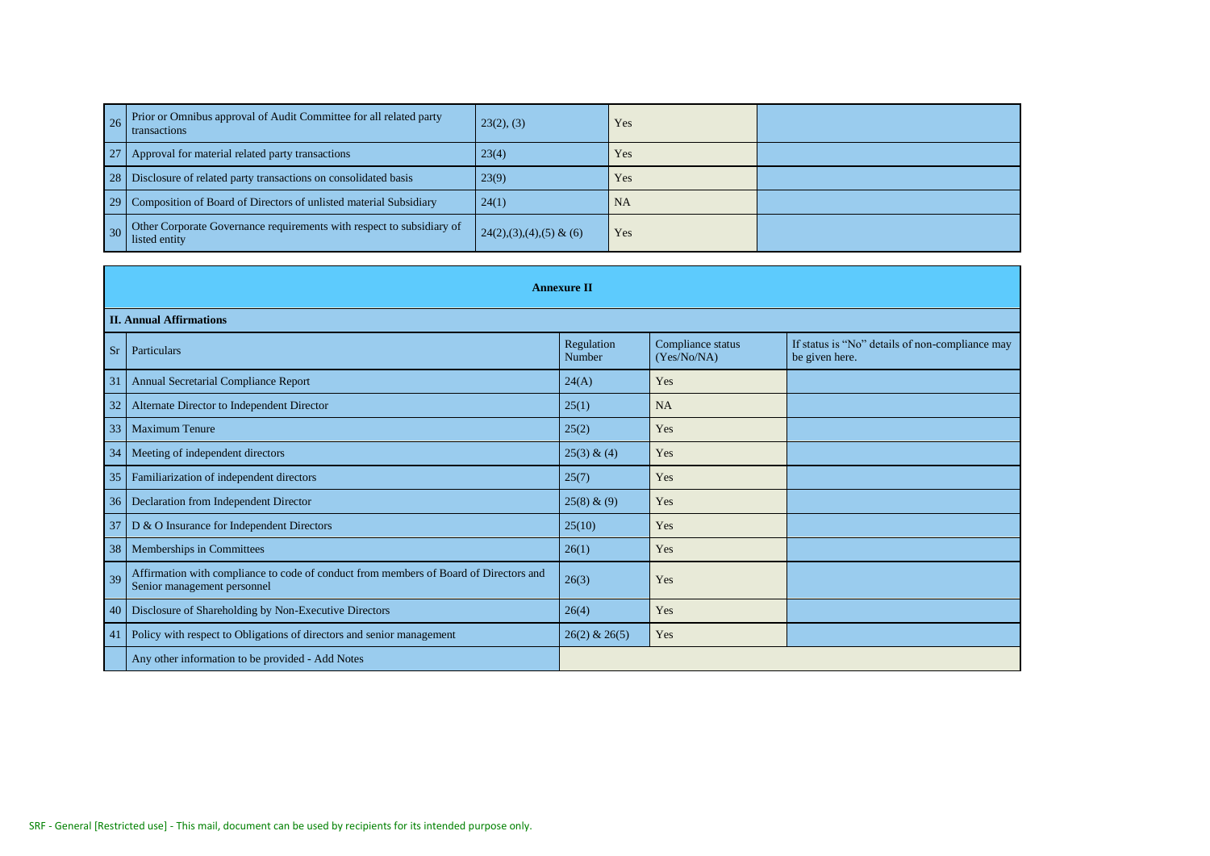| | | | | |
|---|---|---|---|---|
| 26 | Prior or Omnibus approval of Audit Committee for all related party transactions | 23(2), (3) | Yes | |
| 27 | Approval for material related party transactions | 23(4) | Yes | |
| 28 | Disclosure of related party transactions on consolidated basis | 23(9) | Yes | |
| 29 | Composition of Board of Directors of unlisted material Subsidiary | 24(1) | NA | |
| 30 | Other Corporate Governance requirements with respect to subsidiary of listed entity | 24(2),(3),(4),(5) & (6) | Yes | |

**Annexure II**

**II. Annual Affirmations**

| Sr | Particulars | Regulation Number | Compliance status (Yes/No/NA) | If status is "No" details of non-compliance may be given here. |
|---|---|---|---|---|
| 31 | Annual Secretarial Compliance Report | 24(A) | Yes | |
| 32 | Alternate Director to Independent Director | 25(1) | NA | |
| 33 | Maximum Tenure | 25(2) | Yes | |
| 34 | Meeting of independent directors | 25(3) & (4) | Yes | |
| 35 | Familiarization of independent directors | 25(7) | Yes | |
| 36 | Declaration from Independent Director | 25(8) & (9) | Yes | |
| 37 | D & O Insurance for Independent Directors | 25(10) | Yes | |
| 38 | Memberships in Committees | 26(1) | Yes | |
| 39 | Affirmation with compliance to code of conduct from members of Board of Directors and Senior management personnel | 26(3) | Yes | |
| 40 | Disclosure of Shareholding by Non-Executive Directors | 26(4) | Yes | |
| 41 | Policy with respect to Obligations of directors and senior management | 26(2) & 26(5) | Yes | |
| | Any other information to be provided - Add Notes | | | |

SRF - General [Restricted use] - This mail, document can be used by recipients for its intended purpose only.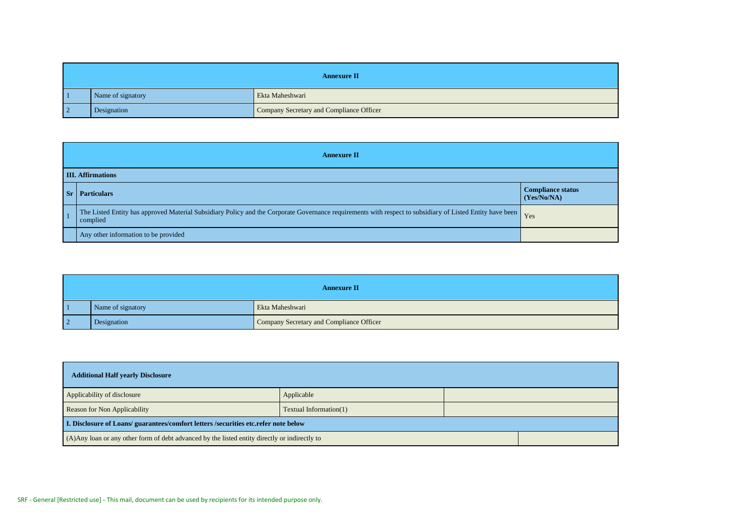| Annexure II | | |
|---|---|---|
| 1 | Name of signatory | Ekta Maheshwari |
| 2 | Designation | Company Secretary and Compliance Officer |

| Annexure II | | |
|---|---|---|
| **III. Affirmations** | | |
| **Sr** | **Particulars** | **Compliance status (Yes/No/NA)** |
| 1 | The Listed Entity has approved Material Subsidiary Policy and the Corporate Governance requirements with respect to subsidiary of Listed Entity have been complied | Yes |
| | Any other information to be provided | |

| Annexure II | | |
|---|---|---|
| 1 | Name of signatory | Ekta Maheshwari |
| 2 | Designation | Company Secretary and Compliance Officer |

| **Additional Half yearly Disclosure** | | |
|---|---|---|
| Applicability of disclosure | Applicable | |
| Reason for Non Applicability | Textual Information(1) | |
| **I. Disclosure of Loans/ guarantees/comfort letters /securities etc.refer note below** | | |
| (A)Any loan or any other form of debt advanced by the listed entity directly or indirectly to | | |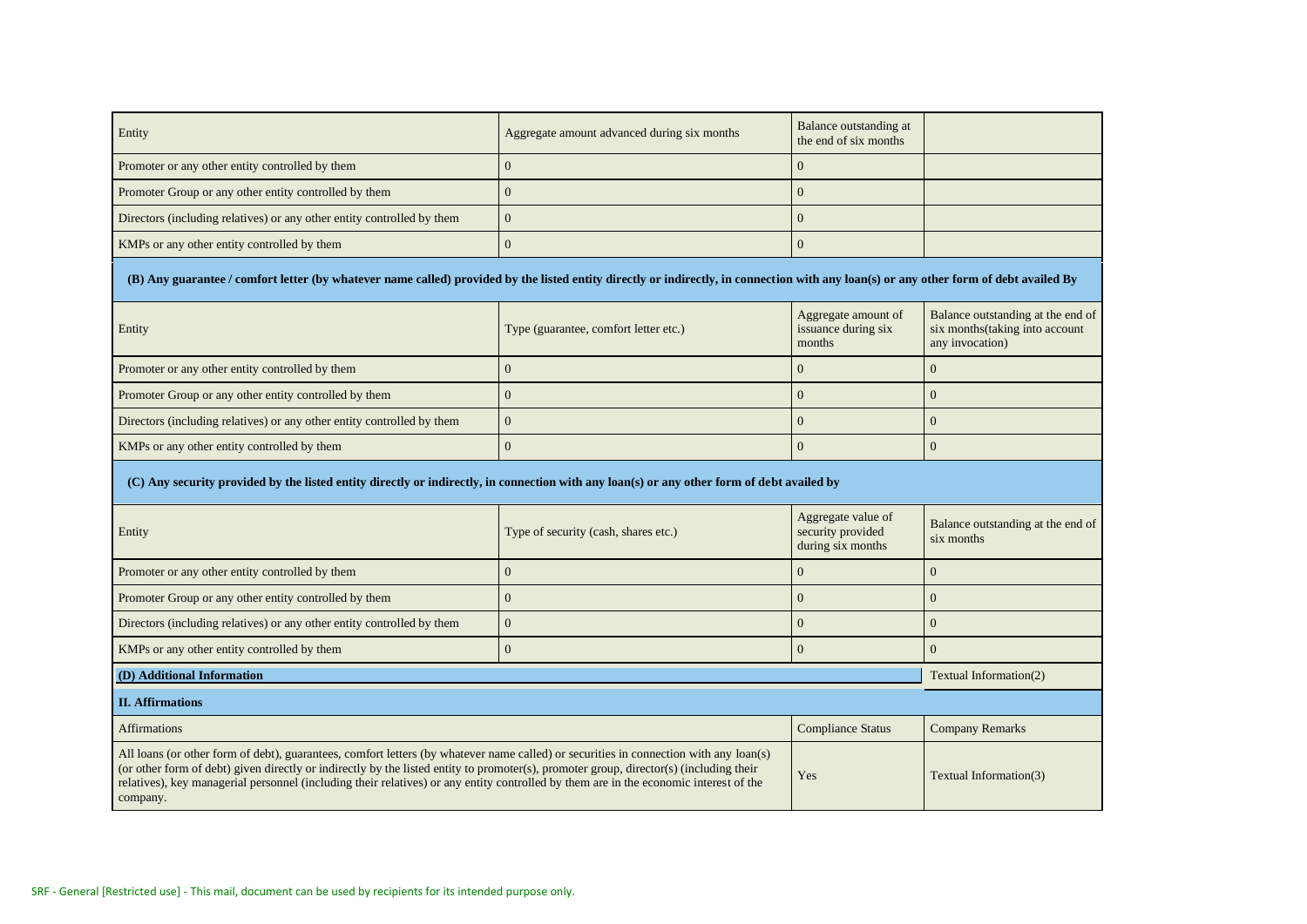| Entity | Aggregate amount advanced during six months | Balance outstanding at the end of six months | |
|---|---|---|---|
| Promoter or any other entity controlled by them | 0 | 0 | |
| Promoter Group or any other entity controlled by them | 0 | 0 | |
| Directors (including relatives) or any other entity controlled by them | 0 | 0 | |
| KMPs or any other entity controlled by them | 0 | 0 | |

**(B) Any guarantee / comfort letter (by whatever name called) provided by the listed entity directly or indirectly, in connection with any loan(s) or any other form of debt availed By**

| Entity | Type (guarantee, comfort letter etc.) | Aggregate amount of issuance during six months | Balance outstanding at the end of six months(taking into account any invocation) |
|---|---|---|---|
| Promoter or any other entity controlled by them | 0 | 0 | 0 |
| Promoter Group or any other entity controlled by them | 0 | 0 | 0 |
| Directors (including relatives) or any other entity controlled by them | 0 | 0 | 0 |
| KMPs or any other entity controlled by them | 0 | 0 | 0 |

**(C) Any security provided by the listed entity directly or indirectly, in connection with any loan(s) or any other form of debt availed by**

| Entity | Type of security (cash, shares etc.) | Aggregate value of security provided during six months | Balance outstanding at the end of six months |
|---|---|---|---|
| Promoter or any other entity controlled by them | 0 | 0 | 0 |
| Promoter Group or any other entity controlled by them | 0 | 0 | 0 |
| Directors (including relatives) or any other entity controlled by them | 0 | 0 | 0 |
| KMPs or any other entity controlled by them | 0 | 0 | 0 |

| **(D) Additional Information** | Textual Information(2) |
|---|---|

**II. Affirmations**

| Affirmations | Compliance Status | Company Remarks |
|---|---|---|
| All loans (or other form of debt), guarantees, comfort letters (by whatever name called) or securities in connection with any loan(s) (or other form of debt) given directly or indirectly by the listed entity to promoter(s), promoter group, director(s) (including their relatives), key managerial personnel (including their relatives) or any entity controlled by them are in the economic interest of the company. | Yes | Textual Information(3) |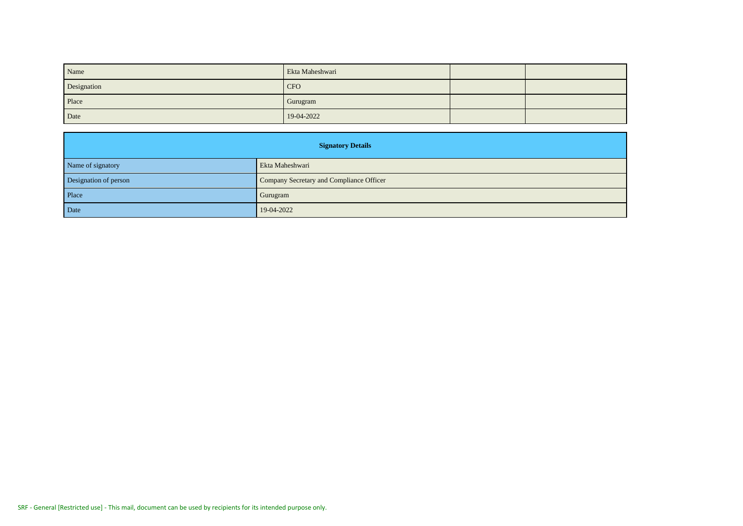| | | | |
|---|---|---|---|
| Name | Ekta Maheshwari | | |
| Designation | CFO | | |
| Place | Gurugram | | |
| Date | 19-04-2022 | | |

| **Signatory Details** | |
|---|---|
| Name of signatory | Ekta Maheshwari |
| Designation of person | Company Secretary and Compliance Officer |
| Place | Gurugram |
| Date | 19-04-2022 |

SRF - General [Restricted use] - This mail, document can be used by recipients for its intended purpose only.